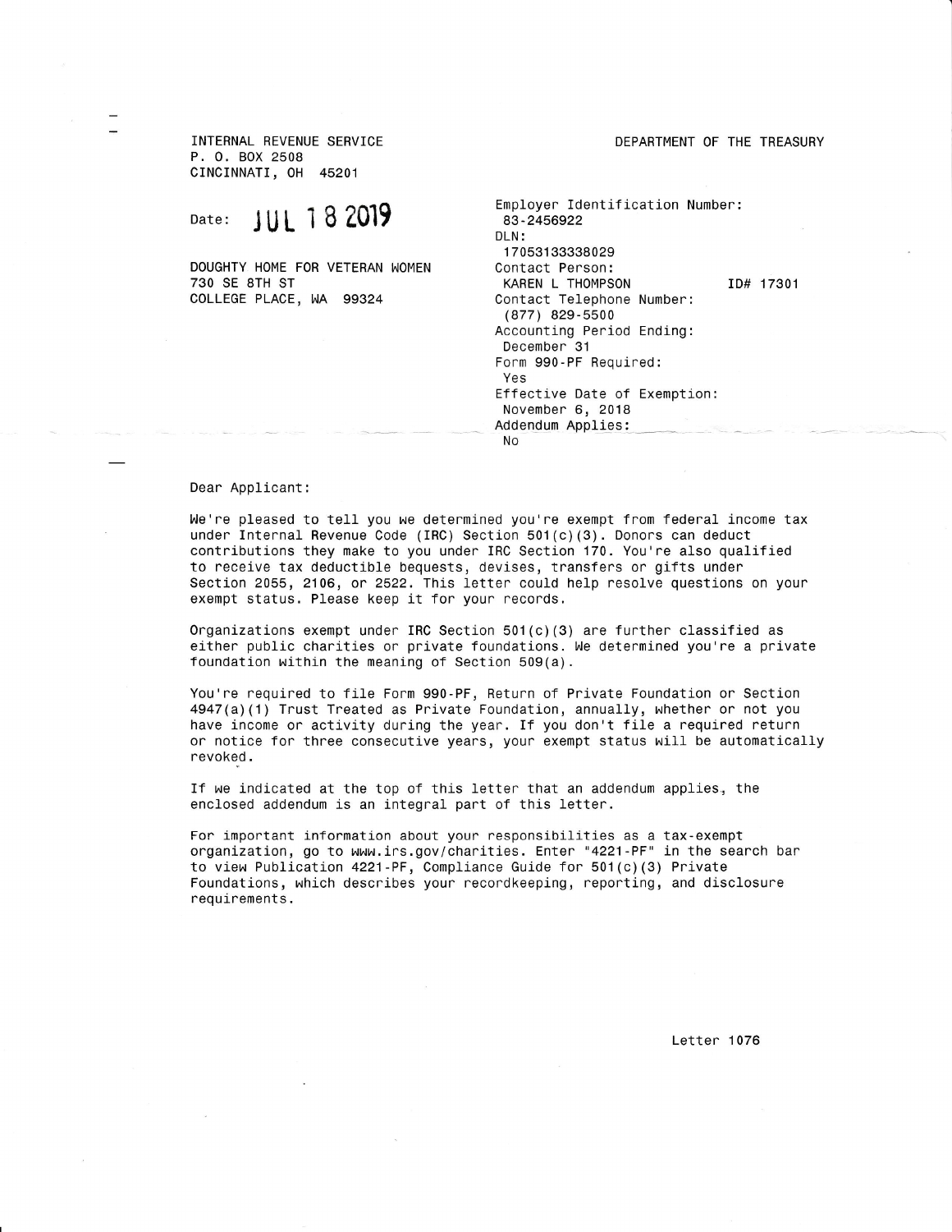INTERNAL REVENUE SERVICE
P. O. BOX 2508
CINCINNATI, OH 45201

DEPARTMENT OF THE TREASURY

Date: JUL 18 2019

DOUGHTY HOME FOR VETERAN WOMEN
730 SE 8TH ST
COLLEGE PLACE, WA 99324

Employer Identification Number:
83-2456922
DLN:
17053133338029
Contact Person:
KAREN L THOMPSON ID# 17301
Contact Telephone Number:
(877) 829-5500
Accounting Period Ending:
December 31
Form 990-PF Required:
Yes
Effective Date of Exemption:
November 6, 2018
Addendum Applies:
No

Dear Applicant:

We're pleased to tell you we determined you're exempt from federal income tax under Internal Revenue Code (IRC) Section 501(c)(3). Donors can deduct contributions they make to you under IRC Section 170. You're also qualified to receive tax deductible bequests, devises, transfers or gifts under Section 2055, 2106, or 2522. This letter could help resolve questions on your exempt status. Please keep it for your records.

Organizations exempt under IRC Section 501(c)(3) are further classified as either public charities or private foundations. We determined you're a private foundation within the meaning of Section 509(a).

You're required to file Form 990-PF, Return of Private Foundation or Section 4947(a)(1) Trust Treated as Private Foundation, annually, whether or not you have income or activity during the year. If you don't file a required return or notice for three consecutive years, your exempt status will be automatically revoked.

If we indicated at the top of this letter that an addendum applies, the enclosed addendum is an integral part of this letter.

For important information about your responsibilities as a tax-exempt organization, go to www.irs.gov/charities. Enter "4221-PF" in the search bar to view Publication 4221-PF, Compliance Guide for 501(c)(3) Private Foundations, which describes your recordkeeping, reporting, and disclosure requirements.

Letter 1076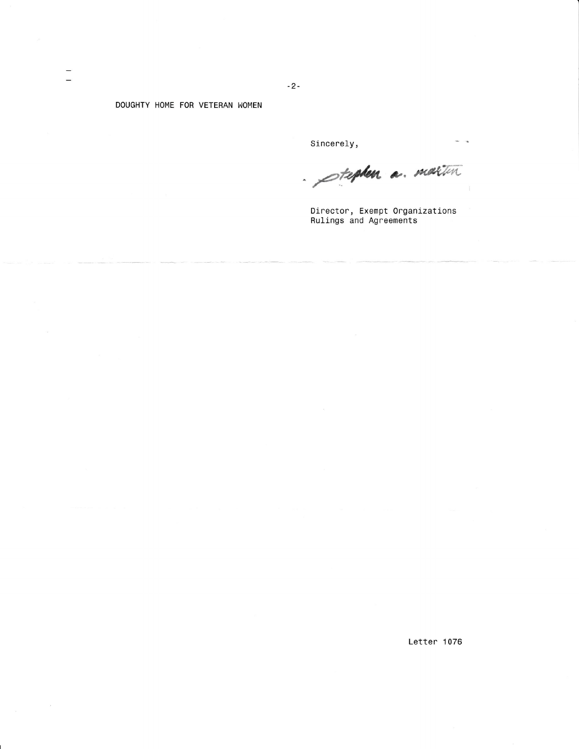DOUGHTY HOME FOR VETERAN WOMEN

Sincerely,

Stephen A. Martin

Director, Exempt Organizations
Rulings and Agreements

Letter 1076